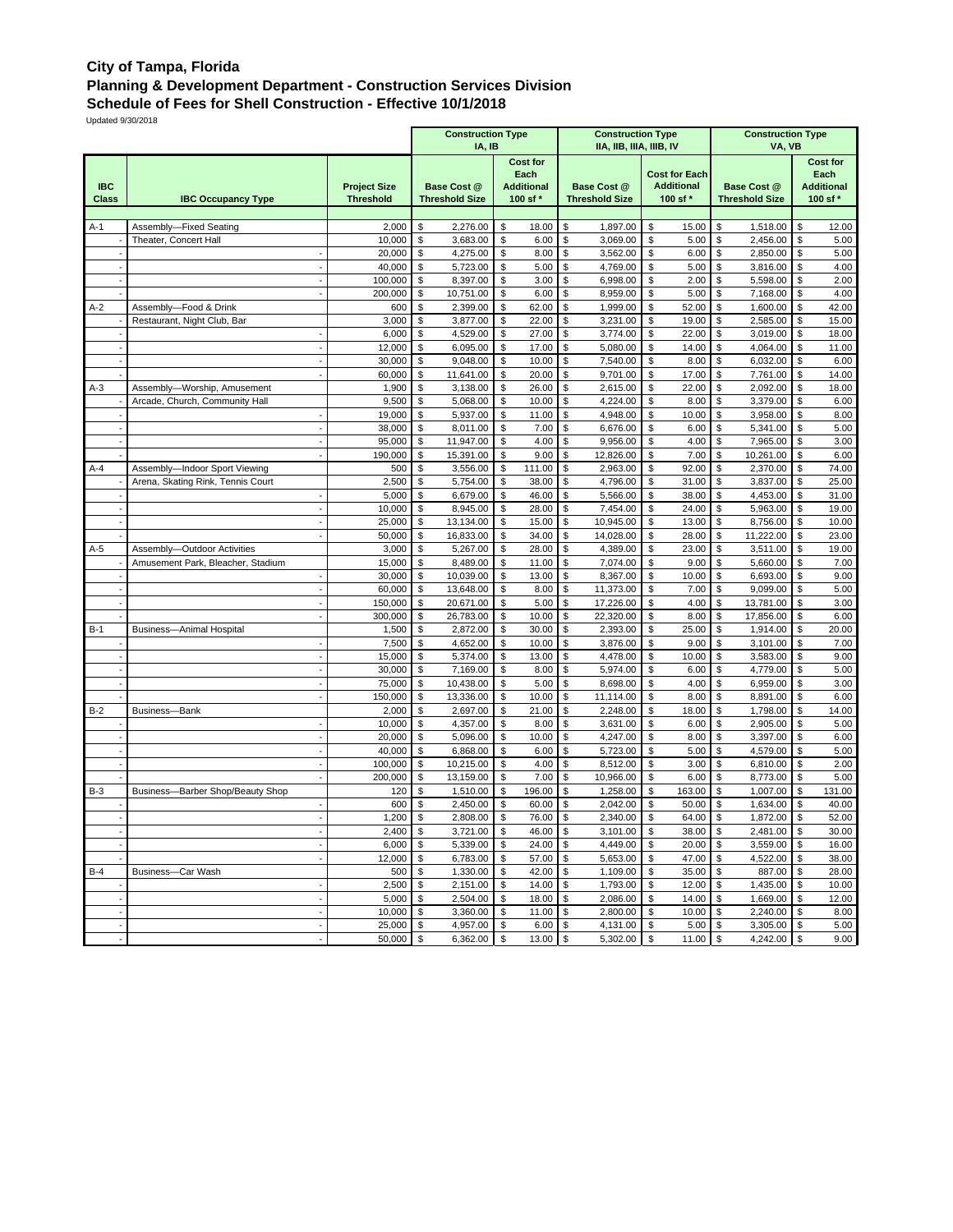# City of Tampa, Florida
## Planning & Development Department - Construction Services Division
## Schedule of Fees for Shell Construction - Effective 10/1/2018

Updated 9/30/2018

| IBC Class | IBC Occupancy Type | Project Size Threshold | Construction Type IA, IB | | Construction Type IIA, IIB, IIIA, IIIB, IV | | Construction Type VA, VB | |
|---|---|---|---|---|---|---|---|---|
| | | | Base Cost @ Threshold Size | Cost for Each Additional 100 sf * | Base Cost @ Threshold Size | Cost for Each Additional 100 sf * | Base Cost @ Threshold Size | Cost for Each Additional 100 sf * |
| A-1 | Assembly—Fixed Seating | 2,000 | $ 2,276.00 | $ 18.00 | $ 1,897.00 | $ 15.00 | $ 1,518.00 | $ 12.00 |
| - | Theater, Concert Hall | 10,000 | $ 3,683.00 | $ 6.00 | $ 3,069.00 | $ 5.00 | $ 2,456.00 | $ 5.00 |
| - | - | 20,000 | $ 4,275.00 | $ 8.00 | $ 3,562.00 | $ 6.00 | $ 2,850.00 | $ 5.00 |
| - | - | 40,000 | $ 5,723.00 | $ 5.00 | $ 4,769.00 | $ 5.00 | $ 3,816.00 | $ 4.00 |
| - | - | 100,000 | $ 8,397.00 | $ 3.00 | $ 6,998.00 | $ 2.00 | $ 5,598.00 | $ 2.00 |
| - | - | 200,000 | $ 10,751.00 | $ 6.00 | $ 8,959.00 | $ 5.00 | $ 7,168.00 | $ 4.00 |
| A-2 | Assembly—Food & Drink | 600 | $ 2,399.00 | $ 62.00 | $ 1,999.00 | $ 52.00 | $ 1,600.00 | $ 42.00 |
| - | Restaurant, Night Club, Bar | 3,000 | $ 3,877.00 | $ 22.00 | $ 3,231.00 | $ 19.00 | $ 2,585.00 | $ 15.00 |
| - | - | 6,000 | $ 4,529.00 | $ 27.00 | $ 3,774.00 | $ 22.00 | $ 3,019.00 | $ 18.00 |
| - | - | 12,000 | $ 6,095.00 | $ 17.00 | $ 5,080.00 | $ 14.00 | $ 4,064.00 | $ 11.00 |
| - | - | 30,000 | $ 9,048.00 | $ 10.00 | $ 7,540.00 | $ 8.00 | $ 6,032.00 | $ 6.00 |
| - | - | 60,000 | $ 11,641.00 | $ 20.00 | $ 9,701.00 | $ 17.00 | $ 7,761.00 | $ 14.00 |
| A-3 | Assembly—Worship, Amusement | 1,900 | $ 3,138.00 | $ 26.00 | $ 2,615.00 | $ 22.00 | $ 2,092.00 | $ 18.00 |
| - | Arcade, Church, Community Hall | 9,500 | $ 5,068.00 | $ 10.00 | $ 4,224.00 | $ 8.00 | $ 3,379.00 | $ 6.00 |
| - | - | 19,000 | $ 5,937.00 | $ 11.00 | $ 4,948.00 | $ 10.00 | $ 3,958.00 | $ 8.00 |
| - | - | 38,000 | $ 8,011.00 | $ 7.00 | $ 6,676.00 | $ 6.00 | $ 5,341.00 | $ 5.00 |
| - | - | 95,000 | $ 11,947.00 | $ 4.00 | $ 9,956.00 | $ 4.00 | $ 7,965.00 | $ 3.00 |
| - | - | 190,000 | $ 15,391.00 | $ 9.00 | $ 12,826.00 | $ 7.00 | $ 10,261.00 | $ 6.00 |
| A-4 | Assembly—Indoor Sport Viewing | 500 | $ 3,556.00 | $ 111.00 | $ 2,963.00 | $ 92.00 | $ 2,370.00 | $ 74.00 |
| - | Arena, Skating Rink, Tennis Court | 2,500 | $ 5,754.00 | $ 38.00 | $ 4,796.00 | $ 31.00 | $ 3,837.00 | $ 25.00 |
| - | - | 5,000 | $ 6,679.00 | $ 46.00 | $ 5,566.00 | $ 38.00 | $ 4,453.00 | $ 31.00 |
| - | - | 10,000 | $ 8,945.00 | $ 28.00 | $ 7,454.00 | $ 24.00 | $ 5,963.00 | $ 19.00 |
| - | - | 25,000 | $ 13,134.00 | $ 15.00 | $ 10,945.00 | $ 13.00 | $ 8,756.00 | $ 10.00 |
| - | - | 50,000 | $ 16,833.00 | $ 34.00 | $ 14,028.00 | $ 28.00 | $ 11,222.00 | $ 23.00 |
| A-5 | Assembly—Outdoor Activities | 3,000 | $ 5,267.00 | $ 28.00 | $ 4,389.00 | $ 23.00 | $ 3,511.00 | $ 19.00 |
| - | Amusement Park, Bleacher, Stadium | 15,000 | $ 8,489.00 | $ 11.00 | $ 7,074.00 | $ 9.00 | $ 5,660.00 | $ 7.00 |
| - | - | 30,000 | $ 10,039.00 | $ 13.00 | $ 8,367.00 | $ 10.00 | $ 6,693.00 | $ 9.00 |
| - | - | 60,000 | $ 13,648.00 | $ 8.00 | $ 11,373.00 | $ 7.00 | $ 9,099.00 | $ 5.00 |
| - | - | 150,000 | $ 20,671.00 | $ 5.00 | $ 17,226.00 | $ 4.00 | $ 13,781.00 | $ 3.00 |
| - | - | 300,000 | $ 26,783.00 | $ 10.00 | $ 22,320.00 | $ 8.00 | $ 17,856.00 | $ 6.00 |
| B-1 | Business—Animal Hospital | 1,500 | $ 2,872.00 | $ 30.00 | $ 2,393.00 | $ 25.00 | $ 1,914.00 | $ 20.00 |
| - | - | 7,500 | $ 4,652.00 | $ 10.00 | $ 3,876.00 | $ 9.00 | $ 3,101.00 | $ 7.00 |
| - | - | 15,000 | $ 5,374.00 | $ 13.00 | $ 4,478.00 | $ 10.00 | $ 3,583.00 | $ 9.00 |
| - | - | 30,000 | $ 7,169.00 | $ 8.00 | $ 5,974.00 | $ 6.00 | $ 4,779.00 | $ 5.00 |
| - | - | 75,000 | $ 10,438.00 | $ 5.00 | $ 8,698.00 | $ 4.00 | $ 6,959.00 | $ 3.00 |
| - | - | 150,000 | $ 13,336.00 | $ 10.00 | $ 11,114.00 | $ 8.00 | $ 8,891.00 | $ 6.00 |
| B-2 | Business—Bank | 2,000 | $ 2,697.00 | $ 21.00 | $ 2,248.00 | $ 18.00 | $ 1,798.00 | $ 14.00 |
| - | - | 10,000 | $ 4,357.00 | $ 8.00 | $ 3,631.00 | $ 6.00 | $ 2,905.00 | $ 5.00 |
| - | - | 20,000 | $ 5,096.00 | $ 10.00 | $ 4,247.00 | $ 8.00 | $ 3,397.00 | $ 6.00 |
| - | - | 40,000 | $ 6,868.00 | $ 6.00 | $ 5,723.00 | $ 5.00 | $ 4,579.00 | $ 5.00 |
| - | - | 100,000 | $ 10,215.00 | $ 4.00 | $ 8,512.00 | $ 3.00 | $ 6,810.00 | $ 2.00 |
| - | - | 200,000 | $ 13,159.00 | $ 7.00 | $ 10,966.00 | $ 6.00 | $ 8,773.00 | $ 5.00 |
| B-3 | Business—Barber Shop/Beauty Shop | 120 | $ 1,510.00 | $ 196.00 | $ 1,258.00 | $ 163.00 | $ 1,007.00 | $ 131.00 |
| - | - | 600 | $ 2,450.00 | $ 60.00 | $ 2,042.00 | $ 50.00 | $ 1,634.00 | $ 40.00 |
| - | - | 1,200 | $ 2,808.00 | $ 76.00 | $ 2,340.00 | $ 64.00 | $ 1,872.00 | $ 52.00 |
| - | - | 2,400 | $ 3,721.00 | $ 46.00 | $ 3,101.00 | $ 38.00 | $ 2,481.00 | $ 30.00 |
| - | - | 6,000 | $ 5,339.00 | $ 24.00 | $ 4,449.00 | $ 20.00 | $ 3,559.00 | $ 16.00 |
| - | - | 12,000 | $ 6,783.00 | $ 57.00 | $ 5,653.00 | $ 47.00 | $ 4,522.00 | $ 38.00 |
| B-4 | Business—Car Wash | 500 | $ 1,330.00 | $ 42.00 | $ 1,109.00 | $ 35.00 | $ 887.00 | $ 28.00 |
| - | - | 2,500 | $ 2,151.00 | $ 14.00 | $ 1,793.00 | $ 12.00 | $ 1,435.00 | $ 10.00 |
| - | - | 5,000 | $ 2,504.00 | $ 18.00 | $ 2,086.00 | $ 14.00 | $ 1,669.00 | $ 12.00 |
| - | - | 10,000 | $ 3,360.00 | $ 11.00 | $ 2,800.00 | $ 10.00 | $ 2,240.00 | $ 8.00 |
| - | - | 25,000 | $ 4,957.00 | $ 6.00 | $ 4,131.00 | $ 5.00 | $ 3,305.00 | $ 5.00 |
| - | - | 50,000 | $ 6,362.00 | $ 13.00 | $ 5,302.00 | $ 11.00 | $ 4,242.00 | $ 9.00 |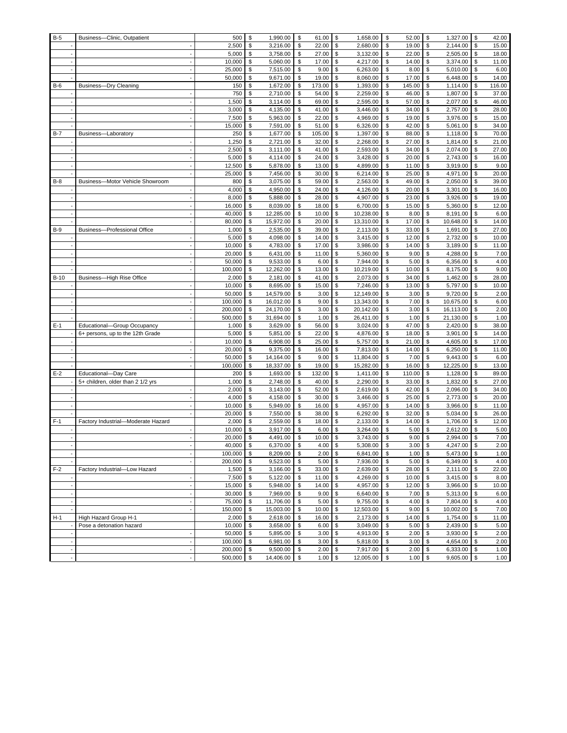| | | | | | | | | | | | | | | |
|---|---|---|---|---|---|---|---|---|---|---|---|---|---|---|
| B-5 | Business—Clinic, Outpatient | 500 | $ | 1,990.00 | $ | 61.00 | $ | 1,658.00 | $ | 52.00 | $ | 1,327.00 | $ | 42.00 |
| - | - | 2,500 | $ | 3,216.00 | $ | 22.00 | $ | 2,680.00 | $ | 19.00 | $ | 2,144.00 | $ | 15.00 |
| - | - | 5,000 | $ | 3,758.00 | $ | 27.00 | $ | 3,132.00 | $ | 22.00 | $ | 2,505.00 | $ | 18.00 |
| - | - | 10,000 | $ | 5,060.00 | $ | 17.00 | $ | 4,217.00 | $ | 14.00 | $ | 3,374.00 | $ | 11.00 |
| - | - | 25,000 | $ | 7,515.00 | $ | 9.00 | $ | 6,263.00 | $ | 8.00 | $ | 5,010.00 | $ | 6.00 |
| - | - | 50,000 | $ | 9,671.00 | $ | 19.00 | $ | 8,060.00 | $ | 17.00 | $ | 6,448.00 | $ | 14.00 |
| B-6 | Business—Dry Cleaning | 150 | $ | 1,672.00 | $ | 173.00 | $ | 1,393.00 | $ | 145.00 | $ | 1,114.00 | $ | 116.00 |
| - | - | 750 | $ | 2,710.00 | $ | 54.00 | $ | 2,259.00 | $ | 46.00 | $ | 1,807.00 | $ | 37.00 |
| - | - | 1,500 | $ | 3,114.00 | $ | 69.00 | $ | 2,595.00 | $ | 57.00 | $ | 2,077.00 | $ | 46.00 |
| - | - | 3,000 | $ | 4,135.00 | $ | 41.00 | $ | 3,446.00 | $ | 34.00 | $ | 2,757.00 | $ | 28.00 |
| - | - | 7,500 | $ | 5,963.00 | $ | 22.00 | $ | 4,969.00 | $ | 19.00 | $ | 3,976.00 | $ | 15.00 |
| - | - | 15,000 | $ | 7,591.00 | $ | 51.00 | $ | 6,326.00 | $ | 42.00 | $ | 5,061.00 | $ | 34.00 |
| B-7 | Business—Laboratory | 250 | $ | 1,677.00 | $ | 105.00 | $ | 1,397.00 | $ | 88.00 | $ | 1,118.00 | $ | 70.00 |
| - | - | 1,250 | $ | 2,721.00 | $ | 32.00 | $ | 2,268.00 | $ | 27.00 | $ | 1,814.00 | $ | 21.00 |
| - | - | 2,500 | $ | 3,111.00 | $ | 41.00 | $ | 2,593.00 | $ | 34.00 | $ | 2,074.00 | $ | 27.00 |
| - | - | 5,000 | $ | 4,114.00 | $ | 24.00 | $ | 3,428.00 | $ | 20.00 | $ | 2,743.00 | $ | 16.00 |
| - | - | 12,500 | $ | 5,878.00 | $ | 13.00 | $ | 4,899.00 | $ | 11.00 | $ | 3,919.00 | $ | 9.00 |
| - | - | 25,000 | $ | 7,456.00 | $ | 30.00 | $ | 6,214.00 | $ | 25.00 | $ | 4,971.00 | $ | 20.00 |
| B-8 | Business—Motor Vehicle Showroom | 800 | $ | 3,075.00 | $ | 59.00 | $ | 2,563.00 | $ | 49.00 | $ | 2,050.00 | $ | 39.00 |
| - | - | 4,000 | $ | 4,950.00 | $ | 24.00 | $ | 4,126.00 | $ | 20.00 | $ | 3,301.00 | $ | 16.00 |
| - | - | 8,000 | $ | 5,888.00 | $ | 28.00 | $ | 4,907.00 | $ | 23.00 | $ | 3,926.00 | $ | 19.00 |
| - | - | 16,000 | $ | 8,039.00 | $ | 18.00 | $ | 6,700.00 | $ | 15.00 | $ | 5,360.00 | $ | 12.00 |
| - | - | 40,000 | $ | 12,285.00 | $ | 10.00 | $ | 10,238.00 | $ | 8.00 | $ | 8,191.00 | $ | 6.00 |
| - | - | 80,000 | $ | 15,972.00 | $ | 20.00 | $ | 13,310.00 | $ | 17.00 | $ | 10,648.00 | $ | 14.00 |
| B-9 | Business—Professional Office | 1,000 | $ | 2,535.00 | $ | 39.00 | $ | 2,113.00 | $ | 33.00 | $ | 1,691.00 | $ | 27.00 |
| - | - | 5,000 | $ | 4,098.00 | $ | 14.00 | $ | 3,415.00 | $ | 12.00 | $ | 2,732.00 | $ | 10.00 |
| - | - | 10,000 | $ | 4,783.00 | $ | 17.00 | $ | 3,986.00 | $ | 14.00 | $ | 3,189.00 | $ | 11.00 |
| - | - | 20,000 | $ | 6,431.00 | $ | 11.00 | $ | 5,360.00 | $ | 9.00 | $ | 4,288.00 | $ | 7.00 |
| - | - | 50,000 | $ | 9,533.00 | $ | 6.00 | $ | 7,944.00 | $ | 5.00 | $ | 6,356.00 | $ | 4.00 |
| - | - | 100,000 | $ | 12,262.00 | $ | 13.00 | $ | 10,219.00 | $ | 10.00 | $ | 8,175.00 | $ | 9.00 |
| B-10 | Business—High Rise Office | 2,000 | $ | 2,181.00 | $ | 41.00 | $ | 2,073.00 | $ | 34.00 | $ | 1,462.00 | $ | 28.00 |
| - | - | 10,000 | $ | 8,695.00 | $ | 15.00 | $ | 7,246.00 | $ | 13.00 | $ | 5,797.00 | $ | 10.00 |
| - | - | 50,000 | $ | 14,579.00 | $ | 3.00 | $ | 12,149.00 | $ | 3.00 | $ | 9,720.00 | $ | 2.00 |
| - | - | 100,000 | $ | 16,012.00 | $ | 9.00 | $ | 13,343.00 | $ | 7.00 | $ | 10,675.00 | $ | 6.00 |
| - | - | 200,000 | $ | 24,170.00 | $ | 3.00 | $ | 20,142.00 | $ | 3.00 | $ | 16,113.00 | $ | 2.00 |
| - | - | 500,000 | $ | 31,694.00 | $ | 1.00 | $ | 26,411.00 | $ | 1.00 | $ | 21,130.00 | $ | 1.00 |
| E-1 | Educational—Group Occupancy | 1,000 | $ | 3,629.00 | $ | 56.00 | $ | 3,024.00 | $ | 47.00 | $ | 2,420.00 | $ | 38.00 |
| - | 6+ persons, up to the 12th Grade | 5,000 | $ | 5,851.00 | $ | 22.00 | $ | 4,876.00 | $ | 18.00 | $ | 3,901.00 | $ | 14.00 |
| - | - | 10,000 | $ | 6,908.00 | $ | 25.00 | $ | 5,757.00 | $ | 21.00 | $ | 4,605.00 | $ | 17.00 |
| - | - | 20,000 | $ | 9,375.00 | $ | 16.00 | $ | 7,813.00 | $ | 14.00 | $ | 6,250.00 | $ | 11.00 |
| - | - | 50,000 | $ | 14,164.00 | $ | 9.00 | $ | 11,804.00 | $ | 7.00 | $ | 9,443.00 | $ | 6.00 |
| - | - | 100,000 | $ | 18,337.00 | $ | 19.00 | $ | 15,282.00 | $ | 16.00 | $ | 12,225.00 | $ | 13.00 |
| E-2 | Educational—Day Care | 200 | $ | 1,693.00 | $ | 132.00 | $ | 1,411.00 | $ | 110.00 | $ | 1,128.00 | $ | 89.00 |
| - | 5+ children, older than 2 1/2 yrs | 1,000 | $ | 2,748.00 | $ | 40.00 | $ | 2,290.00 | $ | 33.00 | $ | 1,832.00 | $ | 27.00 |
| - | - | 2,000 | $ | 3,143.00 | $ | 52.00 | $ | 2,619.00 | $ | 42.00 | $ | 2,096.00 | $ | 34.00 |
| - | - | 4,000 | $ | 4,158.00 | $ | 30.00 | $ | 3,466.00 | $ | 25.00 | $ | 2,773.00 | $ | 20.00 |
| - | - | 10,000 | $ | 5,949.00 | $ | 16.00 | $ | 4,957.00 | $ | 14.00 | $ | 3,966.00 | $ | 11.00 |
| - | - | 20,000 | $ | 7,550.00 | $ | 38.00 | $ | 6,292.00 | $ | 32.00 | $ | 5,034.00 | $ | 26.00 |
| F-1 | Factory Industrial—Moderate Hazard | 2,000 | $ | 2,559.00 | $ | 18.00 | $ | 2,133.00 | $ | 14.00 | $ | 1,706.00 | $ | 12.00 |
| - | - | 10,000 | $ | 3,917.00 | $ | 6.00 | $ | 3,264.00 | $ | 5.00 | $ | 2,612.00 | $ | 5.00 |
| - | - | 20,000 | $ | 4,491.00 | $ | 10.00 | $ | 3,743.00 | $ | 9.00 | $ | 2,994.00 | $ | 7.00 |
| - | - | 40,000 | $ | 6,370.00 | $ | 4.00 | $ | 5,308.00 | $ | 3.00 | $ | 4,247.00 | $ | 2.00 |
| - | - | 100,000 | $ | 8,209.00 | $ | 2.00 | $ | 6,841.00 | $ | 1.00 | $ | 5,473.00 | $ | 1.00 |
| - | - | 200,000 | $ | 9,523.00 | $ | 5.00 | $ | 7,936.00 | $ | 5.00 | $ | 6,349.00 | $ | 4.00 |
| F-2 | Factory Industrial—Low Hazard | 1,500 | $ | 3,166.00 | $ | 33.00 | $ | 2,639.00 | $ | 28.00 | $ | 2,111.00 | $ | 22.00 |
| - | - | 7,500 | $ | 5,122.00 | $ | 11.00 | $ | 4,269.00 | $ | 10.00 | $ | 3,415.00 | $ | 8.00 |
| - | - | 15,000 | $ | 5,948.00 | $ | 14.00 | $ | 4,957.00 | $ | 12.00 | $ | 3,966.00 | $ | 10.00 |
| - | - | 30,000 | $ | 7,969.00 | $ | 9.00 | $ | 6,640.00 | $ | 7.00 | $ | 5,313.00 | $ | 6.00 |
| - | - | 75,000 | $ | 11,706.00 | $ | 5.00 | $ | 9,755.00 | $ | 4.00 | $ | 7,804.00 | $ | 4.00 |
| - | - | 150,000 | $ | 15,003.00 | $ | 10.00 | $ | 12,503.00 | $ | 9.00 | $ | 10,002.00 | $ | 7.00 |
| H-1 | High Hazard Group H-1 | 2,000 | $ | 2,618.00 | $ | 16.00 | $ | 2,173.00 | $ | 14.00 | $ | 1,754.00 | $ | 11.00 |
| - | Pose a detonation hazard | 10,000 | $ | 3,658.00 | $ | 6.00 | $ | 3,049.00 | $ | 5.00 | $ | 2,439.00 | $ | 5.00 |
| - | - | 50,000 | $ | 5,895.00 | $ | 3.00 | $ | 4,913.00 | $ | 2.00 | $ | 3,930.00 | $ | 2.00 |
| - | - | 100,000 | $ | 6,981.00 | $ | 3.00 | $ | 5,818.00 | $ | 3.00 | $ | 4,654.00 | $ | 2.00 |
| - | - | 200,000 | $ | 9,500.00 | $ | 2.00 | $ | 7,917.00 | $ | 2.00 | $ | 6,333.00 | $ | 1.00 |
| - | - | 500,000 | $ | 14,406.00 | $ | 1.00 | $ | 12,005.00 | $ | 1.00 | $ | 9,605.00 | $ | 1.00 |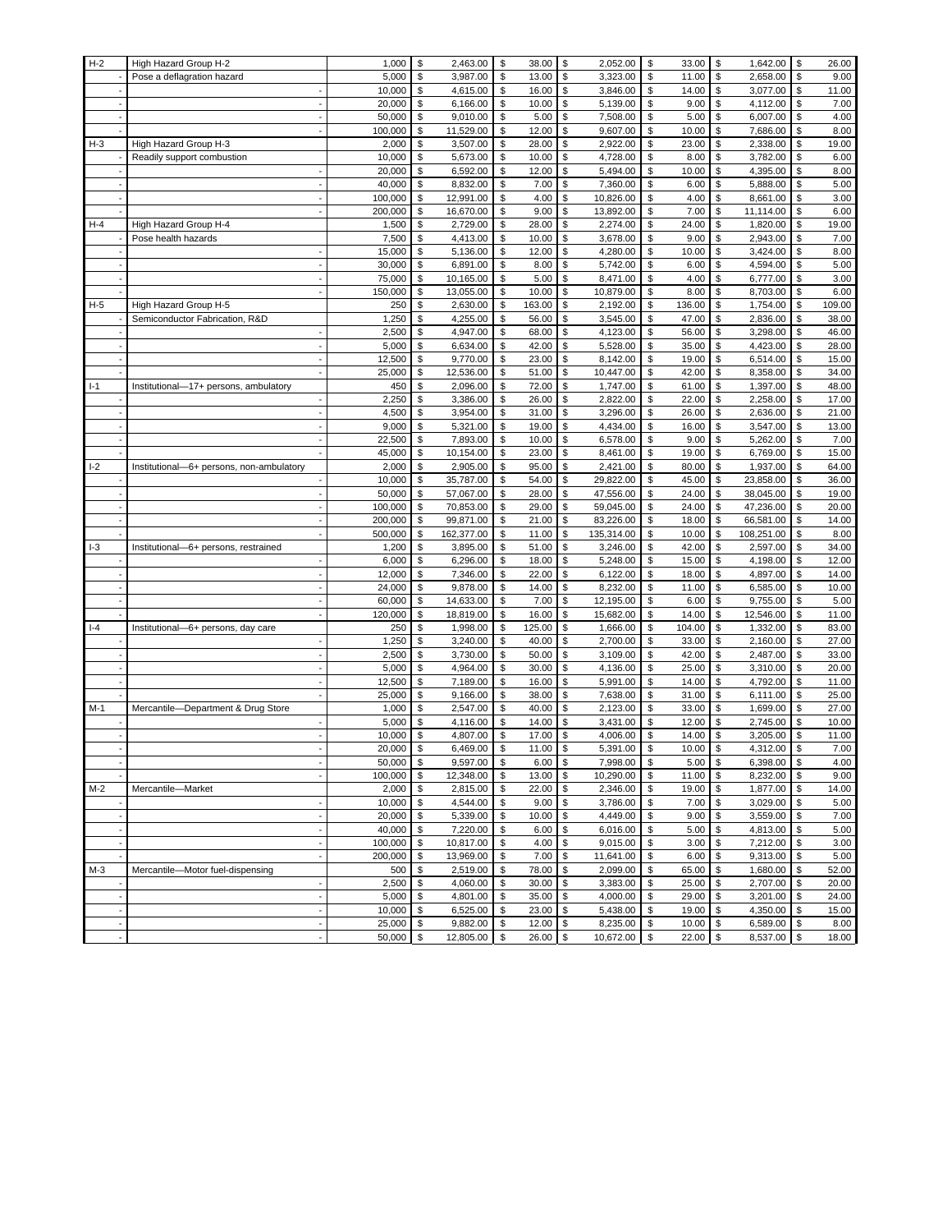| H-2 | High Hazard Group H-2 | 1,000 | $ | 2,463.00 | $ | 38.00 | $ | 2,052.00 | $ | 33.00 | $ | 1,642.00 | $ | 26.00 |
|---|---|---|---|---|---|---|---|---|---|---|---|---|---|---|
| - | Pose a deflagration hazard | 5,000 | $ | 3,987.00 | $ | 13.00 | $ | 3,323.00 | $ | 11.00 | $ | 2,658.00 | $ | 9.00 |
| - | - | 10,000 | $ | 4,615.00 | $ | 16.00 | $ | 3,846.00 | $ | 14.00 | $ | 3,077.00 | $ | 11.00 |
| - | - | 20,000 | $ | 6,166.00 | $ | 10.00 | $ | 5,139.00 | $ | 9.00 | $ | 4,112.00 | $ | 7.00 |
| - | - | 50,000 | $ | 9,010.00 | $ | 5.00 | $ | 7,508.00 | $ | 5.00 | $ | 6,007.00 | $ | 4.00 |
| - | - | 100,000 | $ | 11,529.00 | $ | 12.00 | $ | 9,607.00 | $ | 10.00 | $ | 7,686.00 | $ | 8.00 |
| H-3 | High Hazard Group H-3 | 2,000 | $ | 3,507.00 | $ | 28.00 | $ | 2,922.00 | $ | 23.00 | $ | 2,338.00 | $ | 19.00 |
| - | Readily support combustion | 10,000 | $ | 5,673.00 | $ | 10.00 | $ | 4,728.00 | $ | 8.00 | $ | 3,782.00 | $ | 6.00 |
| - | - | 20,000 | $ | 6,592.00 | $ | 12.00 | $ | 5,494.00 | $ | 10.00 | $ | 4,395.00 | $ | 8.00 |
| - | - | 40,000 | $ | 8,832.00 | $ | 7.00 | $ | 7,360.00 | $ | 6.00 | $ | 5,888.00 | $ | 5.00 |
| - | - | 100,000 | $ | 12,991.00 | $ | 4.00 | $ | 10,826.00 | $ | 4.00 | $ | 8,661.00 | $ | 3.00 |
| - | - | 200,000 | $ | 16,670.00 | $ | 9.00 | $ | 13,892.00 | $ | 7.00 | $ | 11,114.00 | $ | 6.00 |
| H-4 | High Hazard Group H-4 | 1,500 | $ | 2,729.00 | $ | 28.00 | $ | 2,274.00 | $ | 24.00 | $ | 1,820.00 | $ | 19.00 |
| - | Pose health hazards | 7,500 | $ | 4,413.00 | $ | 10.00 | $ | 3,678.00 | $ | 9.00 | $ | 2,943.00 | $ | 7.00 |
| - | - | 15,000 | $ | 5,136.00 | $ | 12.00 | $ | 4,280.00 | $ | 10.00 | $ | 3,424.00 | $ | 8.00 |
| - | - | 30,000 | $ | 6,891.00 | $ | 8.00 | $ | 5,742.00 | $ | 6.00 | $ | 4,594.00 | $ | 5.00 |
| - | - | 75,000 | $ | 10,165.00 | $ | 5.00 | $ | 8,471.00 | $ | 4.00 | $ | 6,777.00 | $ | 3.00 |
| - | - | 150,000 | $ | 13,055.00 | $ | 10.00 | $ | 10,879.00 | $ | 8.00 | $ | 8,703.00 | $ | 6.00 |
| H-5 | High Hazard Group H-5 | 250 | $ | 2,630.00 | $ | 163.00 | $ | 2,192.00 | $ | 136.00 | $ | 1,754.00 | $ | 109.00 |
| - | Semiconductor Fabrication, R&D | 1,250 | $ | 4,255.00 | $ | 56.00 | $ | 3,545.00 | $ | 47.00 | $ | 2,836.00 | $ | 38.00 |
| - | - | 2,500 | $ | 4,947.00 | $ | 68.00 | $ | 4,123.00 | $ | 56.00 | $ | 3,298.00 | $ | 46.00 |
| - | - | 5,000 | $ | 6,634.00 | $ | 42.00 | $ | 5,528.00 | $ | 35.00 | $ | 4,423.00 | $ | 28.00 |
| - | - | 12,500 | $ | 9,770.00 | $ | 23.00 | $ | 8,142.00 | $ | 19.00 | $ | 6,514.00 | $ | 15.00 |
| - | - | 25,000 | $ | 12,536.00 | $ | 51.00 | $ | 10,447.00 | $ | 42.00 | $ | 8,358.00 | $ | 34.00 |
| I-1 | Institutional—17+ persons, ambulatory | 450 | $ | 2,096.00 | $ | 72.00 | $ | 1,747.00 | $ | 61.00 | $ | 1,397.00 | $ | 48.00 |
| - | - | 2,250 | $ | 3,386.00 | $ | 26.00 | $ | 2,822.00 | $ | 22.00 | $ | 2,258.00 | $ | 17.00 |
| - | - | 4,500 | $ | 3,954.00 | $ | 31.00 | $ | 3,296.00 | $ | 26.00 | $ | 2,636.00 | $ | 21.00 |
| - | - | 9,000 | $ | 5,321.00 | $ | 19.00 | $ | 4,434.00 | $ | 16.00 | $ | 3,547.00 | $ | 13.00 |
| - | - | 22,500 | $ | 7,893.00 | $ | 10.00 | $ | 6,578.00 | $ | 9.00 | $ | 5,262.00 | $ | 7.00 |
| - | - | 45,000 | $ | 10,154.00 | $ | 23.00 | $ | 8,461.00 | $ | 19.00 | $ | 6,769.00 | $ | 15.00 |
| I-2 | Institutional—6+ persons, non-ambulatory | 2,000 | $ | 2,905.00 | $ | 95.00 | $ | 2,421.00 | $ | 80.00 | $ | 1,937.00 | $ | 64.00 |
| - | - | 10,000 | $ | 35,787.00 | $ | 54.00 | $ | 29,822.00 | $ | 45.00 | $ | 23,858.00 | $ | 36.00 |
| - | - | 50,000 | $ | 57,067.00 | $ | 28.00 | $ | 47,556.00 | $ | 24.00 | $ | 38,045.00 | $ | 19.00 |
| - | - | 100,000 | $ | 70,853.00 | $ | 29.00 | $ | 59,045.00 | $ | 24.00 | $ | 47,236.00 | $ | 20.00 |
| - | - | 200,000 | $ | 99,871.00 | $ | 21.00 | $ | 83,226.00 | $ | 18.00 | $ | 66,581.00 | $ | 14.00 |
| - | - | 500,000 | $ | 162,377.00 | $ | 11.00 | $ | 135,314.00 | $ | 10.00 | $ | 108,251.00 | $ | 8.00 |
| I-3 | Institutional—6+ persons, restrained | 1,200 | $ | 3,895.00 | $ | 51.00 | $ | 3,246.00 | $ | 42.00 | $ | 2,597.00 | $ | 34.00 |
| - | - | 6,000 | $ | 6,296.00 | $ | 18.00 | $ | 5,248.00 | $ | 15.00 | $ | 4,198.00 | $ | 12.00 |
| - | - | 12,000 | $ | 7,346.00 | $ | 22.00 | $ | 6,122.00 | $ | 18.00 | $ | 4,897.00 | $ | 14.00 |
| - | - | 24,000 | $ | 9,878.00 | $ | 14.00 | $ | 8,232.00 | $ | 11.00 | $ | 6,585.00 | $ | 10.00 |
| - | - | 60,000 | $ | 14,633.00 | $ | 7.00 | $ | 12,195.00 | $ | 6.00 | $ | 9,755.00 | $ | 5.00 |
| - | - | 120,000 | $ | 18,819.00 | $ | 16.00 | $ | 15,682.00 | $ | 14.00 | $ | 12,546.00 | $ | 11.00 |
| I-4 | Institutional—6+ persons, day care | 250 | $ | 1,998.00 | $ | 125.00 | $ | 1,666.00 | $ | 104.00 | $ | 1,332.00 | $ | 83.00 |
| - | - | 1,250 | $ | 3,240.00 | $ | 40.00 | $ | 2,700.00 | $ | 33.00 | $ | 2,160.00 | $ | 27.00 |
| - | - | 2,500 | $ | 3,730.00 | $ | 50.00 | $ | 3,109.00 | $ | 42.00 | $ | 2,487.00 | $ | 33.00 |
| - | - | 5,000 | $ | 4,964.00 | $ | 30.00 | $ | 4,136.00 | $ | 25.00 | $ | 3,310.00 | $ | 20.00 |
| - | - | 12,500 | $ | 7,189.00 | $ | 16.00 | $ | 5,991.00 | $ | 14.00 | $ | 4,792.00 | $ | 11.00 |
| - | - | 25,000 | $ | 9,166.00 | $ | 38.00 | $ | 7,638.00 | $ | 31.00 | $ | 6,111.00 | $ | 25.00 |
| M-1 | Mercantile—Department & Drug Store | 1,000 | $ | 2,547.00 | $ | 40.00 | $ | 2,123.00 | $ | 33.00 | $ | 1,699.00 | $ | 27.00 |
| - | - | 5,000 | $ | 4,116.00 | $ | 14.00 | $ | 3,431.00 | $ | 12.00 | $ | 2,745.00 | $ | 10.00 |
| - | - | 10,000 | $ | 4,807.00 | $ | 17.00 | $ | 4,006.00 | $ | 14.00 | $ | 3,205.00 | $ | 11.00 |
| - | - | 20,000 | $ | 6,469.00 | $ | 11.00 | $ | 5,391.00 | $ | 10.00 | $ | 4,312.00 | $ | 7.00 |
| - | - | 50,000 | $ | 9,597.00 | $ | 6.00 | $ | 7,998.00 | $ | 5.00 | $ | 6,398.00 | $ | 4.00 |
| - | - | 100,000 | $ | 12,348.00 | $ | 13.00 | $ | 10,290.00 | $ | 11.00 | $ | 8,232.00 | $ | 9.00 |
| M-2 | Mercantile—Market | 2,000 | $ | 2,815.00 | $ | 22.00 | $ | 2,346.00 | $ | 19.00 | $ | 1,877.00 | $ | 14.00 |
| - | - | 10,000 | $ | 4,544.00 | $ | 9.00 | $ | 3,786.00 | $ | 7.00 | $ | 3,029.00 | $ | 5.00 |
| - | - | 20,000 | $ | 5,339.00 | $ | 10.00 | $ | 4,449.00 | $ | 9.00 | $ | 3,559.00 | $ | 7.00 |
| - | - | 40,000 | $ | 7,220.00 | $ | 6.00 | $ | 6,016.00 | $ | 5.00 | $ | 4,813.00 | $ | 5.00 |
| - | - | 100,000 | $ | 10,817.00 | $ | 4.00 | $ | 9,015.00 | $ | 3.00 | $ | 7,212.00 | $ | 3.00 |
| - | - | 200,000 | $ | 13,969.00 | $ | 7.00 | $ | 11,641.00 | $ | 6.00 | $ | 9,313.00 | $ | 5.00 |
| M-3 | Mercantile—Motor fuel-dispensing | 500 | $ | 2,519.00 | $ | 78.00 | $ | 2,099.00 | $ | 65.00 | $ | 1,680.00 | $ | 52.00 |
| - | - | 2,500 | $ | 4,060.00 | $ | 30.00 | $ | 3,383.00 | $ | 25.00 | $ | 2,707.00 | $ | 20.00 |
| - | - | 5,000 | $ | 4,801.00 | $ | 35.00 | $ | 4,000.00 | $ | 29.00 | $ | 3,201.00 | $ | 24.00 |
| - | - | 10,000 | $ | 6,525.00 | $ | 23.00 | $ | 5,438.00 | $ | 19.00 | $ | 4,350.00 | $ | 15.00 |
| - | - | 25,000 | $ | 9,882.00 | $ | 12.00 | $ | 8,235.00 | $ | 10.00 | $ | 6,589.00 | $ | 8.00 |
| - | - | 50,000 | $ | 12,805.00 | $ | 26.00 | $ | 10,672.00 | $ | 22.00 | $ | 8,537.00 | $ | 18.00 |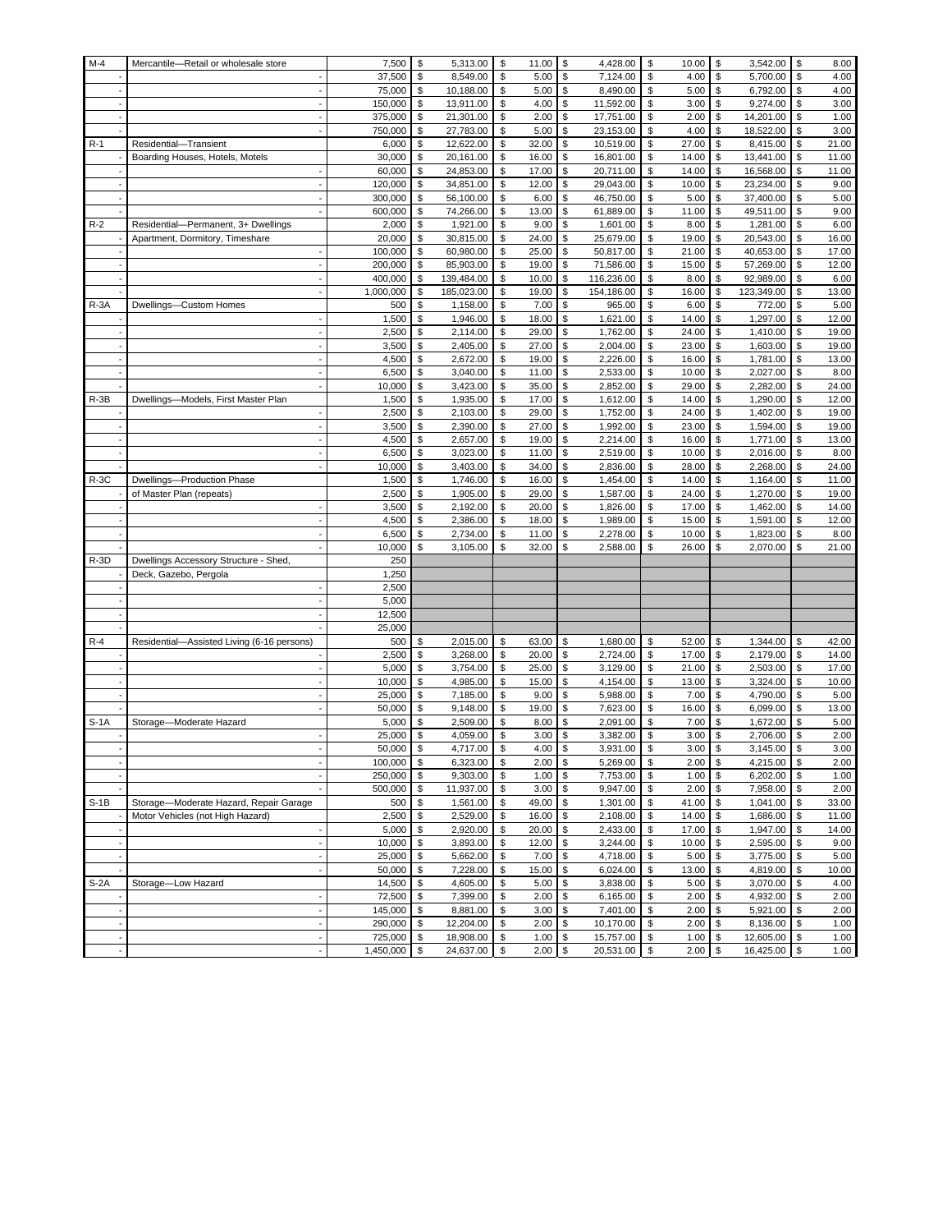| M-4 | Mercantile—Retail or wholesale store | 7,500 | $ 5,313.00 | $ 11.00 | $ 4,428.00 | $ 10.00 | $ 3,542.00 | $ 8.00 |
|---|---|---|---|---|---|---|---|---|
| - | - | 37,500 | $ 8,549.00 | $ 5.00 | $ 7,124.00 | $ 4.00 | $ 5,700.00 | $ 4.00 |
| - | - | 75,000 | $ 10,188.00 | $ 5.00 | $ 8,490.00 | $ 5.00 | $ 6,792.00 | $ 4.00 |
| - | - | 150,000 | $ 13,911.00 | $ 4.00 | $ 11,592.00 | $ 3.00 | $ 9,274.00 | $ 3.00 |
| - | - | 375,000 | $ 21,301.00 | $ 2.00 | $ 17,751.00 | $ 2.00 | $ 14,201.00 | $ 1.00 |
| - | - | 750,000 | $ 27,783.00 | $ 5.00 | $ 23,153.00 | $ 4.00 | $ 18,522.00 | $ 3.00 |
| R-1 | Residential—Transient | 6,000 | $ 12,622.00 | $ 32.00 | $ 10,519.00 | $ 27.00 | $ 8,415.00 | $ 21.00 |
| - | Boarding Houses, Hotels, Motels | 30,000 | $ 20,161.00 | $ 16.00 | $ 16,801.00 | $ 14.00 | $ 13,441.00 | $ 11.00 |
| - | - | 60,000 | $ 24,853.00 | $ 17.00 | $ 20,711.00 | $ 14.00 | $ 16,568.00 | $ 11.00 |
| - | - | 120,000 | $ 34,851.00 | $ 12.00 | $ 29,043.00 | $ 10.00 | $ 23,234.00 | $ 9.00 |
| - | - | 300,000 | $ 56,100.00 | $ 6.00 | $ 46,750.00 | $ 5.00 | $ 37,400.00 | $ 5.00 |
| - | - | 600,000 | $ 74,266.00 | $ 13.00 | $ 61,889.00 | $ 11.00 | $ 49,511.00 | $ 9.00 |
| R-2 | Residential—Permanent, 3+ Dwellings | 2,000 | $ 1,921.00 | $ 9.00 | $ 1,601.00 | $ 8.00 | $ 1,281.00 | $ 6.00 |
| - | Apartment, Dormitory, Timeshare | 20,000 | $ 30,815.00 | $ 24.00 | $ 25,679.00 | $ 19.00 | $ 20,543.00 | $ 16.00 |
| - | - | 100,000 | $ 60,980.00 | $ 25.00 | $ 50,817.00 | $ 21.00 | $ 40,653.00 | $ 17.00 |
| - | - | 200,000 | $ 85,903.00 | $ 19.00 | $ 71,586.00 | $ 15.00 | $ 57,269.00 | $ 12.00 |
| - | - | 400,000 | $ 139,484.00 | $ 10.00 | $ 116,236.00 | $ 8.00 | $ 92,989.00 | $ 6.00 |
| - | - | 1,000,000 | $ 185,023.00 | $ 19.00 | $ 154,186.00 | $ 16.00 | $ 123,349.00 | $ 13.00 |
| R-3A | Dwellings—Custom Homes | 500 | $ 1,158.00 | $ 7.00 | $ 965.00 | $ 6.00 | $ 772.00 | $ 5.00 |
| - | - | 1,500 | $ 1,946.00 | $ 18.00 | $ 1,621.00 | $ 14.00 | $ 1,297.00 | $ 12.00 |
| - | - | 2,500 | $ 2,114.00 | $ 29.00 | $ 1,762.00 | $ 24.00 | $ 1,410.00 | $ 19.00 |
| - | - | 3,500 | $ 2,405.00 | $ 27.00 | $ 2,004.00 | $ 23.00 | $ 1,603.00 | $ 19.00 |
| - | - | 4,500 | $ 2,672.00 | $ 19.00 | $ 2,226.00 | $ 16.00 | $ 1,781.00 | $ 13.00 |
| - | - | 6,500 | $ 3,040.00 | $ 11.00 | $ 2,533.00 | $ 10.00 | $ 2,027.00 | $ 8.00 |
| - | - | 10,000 | $ 3,423.00 | $ 35.00 | $ 2,852.00 | $ 29.00 | $ 2,282.00 | $ 24.00 |
| R-3B | Dwellings—Models, First Master Plan | 1,500 | $ 1,935.00 | $ 17.00 | $ 1,612.00 | $ 14.00 | $ 1,290.00 | $ 12.00 |
| - | - | 2,500 | $ 2,103.00 | $ 29.00 | $ 1,752.00 | $ 24.00 | $ 1,402.00 | $ 19.00 |
| - | - | 3,500 | $ 2,390.00 | $ 27.00 | $ 1,992.00 | $ 23.00 | $ 1,594.00 | $ 19.00 |
| - | - | 4,500 | $ 2,657.00 | $ 19.00 | $ 2,214.00 | $ 16.00 | $ 1,771.00 | $ 13.00 |
| - | - | 6,500 | $ 3,023.00 | $ 11.00 | $ 2,519.00 | $ 10.00 | $ 2,016.00 | $ 8.00 |
| - | - | 10,000 | $ 3,403.00 | $ 34.00 | $ 2,836.00 | $ 28.00 | $ 2,268.00 | $ 24.00 |
| R-3C | Dwellings—Production Phase | 1,500 | $ 1,746.00 | $ 16.00 | $ 1,454.00 | $ 14.00 | $ 1,164.00 | $ 11.00 |
| - | of Master Plan (repeats) | 2,500 | $ 1,905.00 | $ 29.00 | $ 1,587.00 | $ 24.00 | $ 1,270.00 | $ 19.00 |
| - | - | 3,500 | $ 2,192.00 | $ 20.00 | $ 1,826.00 | $ 17.00 | $ 1,462.00 | $ 14.00 |
| - | - | 4,500 | $ 2,386.00 | $ 18.00 | $ 1,989.00 | $ 15.00 | $ 1,591.00 | $ 12.00 |
| - | - | 6,500 | $ 2,734.00 | $ 11.00 | $ 2,278.00 | $ 10.00 | $ 1,823.00 | $ 8.00 |
| - | - | 10,000 | $ 3,105.00 | $ 32.00 | $ 2,588.00 | $ 26.00 | $ 2,070.00 | $ 21.00 |
| R-3D | Dwellings Accessory Structure - Shed, | 250 | | | | | | |
| - | Deck, Gazebo, Pergola | 1,250 | | | | | | |
| - | - | 2,500 | | | | | | |
| - | - | 5,000 | | | | | | |
| - | - | 12,500 | | | | | | |
| - | - | 25,000 | | | | | | |
| R-4 | Residential—Assisted Living (6-16 persons) | 500 | $ 2,015.00 | $ 63.00 | $ 1,680.00 | $ 52.00 | $ 1,344.00 | $ 42.00 |
| - | - | 2,500 | $ 3,268.00 | $ 20.00 | $ 2,724.00 | $ 17.00 | $ 2,179.00 | $ 14.00 |
| - | - | 5,000 | $ 3,754.00 | $ 25.00 | $ 3,129.00 | $ 21.00 | $ 2,503.00 | $ 17.00 |
| - | - | 10,000 | $ 4,985.00 | $ 15.00 | $ 4,154.00 | $ 13.00 | $ 3,324.00 | $ 10.00 |
| - | - | 25,000 | $ 7,185.00 | $ 9.00 | $ 5,988.00 | $ 7.00 | $ 4,790.00 | $ 5.00 |
| - | - | 50,000 | $ 9,148.00 | $ 19.00 | $ 7,623.00 | $ 16.00 | $ 6,099.00 | $ 13.00 |
| S-1A | Storage—Moderate Hazard | 5,000 | $ 2,509.00 | $ 8.00 | $ 2,091.00 | $ 7.00 | $ 1,672.00 | $ 5.00 |
| - | - | 25,000 | $ 4,059.00 | $ 3.00 | $ 3,382.00 | $ 3.00 | $ 2,706.00 | $ 2.00 |
| - | - | 50,000 | $ 4,717.00 | $ 4.00 | $ 3,931.00 | $ 3.00 | $ 3,145.00 | $ 3.00 |
| - | - | 100,000 | $ 6,323.00 | $ 2.00 | $ 5,269.00 | $ 2.00 | $ 4,215.00 | $ 2.00 |
| - | - | 250,000 | $ 9,303.00 | $ 1.00 | $ 7,753.00 | $ 1.00 | $ 6,202.00 | $ 1.00 |
| - | - | 500,000 | $ 11,937.00 | $ 3.00 | $ 9,947.00 | $ 2.00 | $ 7,958.00 | $ 2.00 |
| S-1B | Storage—Moderate Hazard, Repair Garage | 500 | $ 1,561.00 | $ 49.00 | $ 1,301.00 | $ 41.00 | $ 1,041.00 | $ 33.00 |
| - | Motor Vehicles (not High Hazard) | 2,500 | $ 2,529.00 | $ 16.00 | $ 2,108.00 | $ 14.00 | $ 1,686.00 | $ 11.00 |
| - | - | 5,000 | $ 2,920.00 | $ 20.00 | $ 2,433.00 | $ 17.00 | $ 1,947.00 | $ 14.00 |
| - | - | 10,000 | $ 3,893.00 | $ 12.00 | $ 3,244.00 | $ 10.00 | $ 2,595.00 | $ 9.00 |
| - | - | 25,000 | $ 5,662.00 | $ 7.00 | $ 4,718.00 | $ 5.00 | $ 3,775.00 | $ 5.00 |
| - | - | 50,000 | $ 7,228.00 | $ 15.00 | $ 6,024.00 | $ 13.00 | $ 4,819.00 | $ 10.00 |
| S-2A | Storage—Low Hazard | 14,500 | $ 4,605.00 | $ 5.00 | $ 3,838.00 | $ 5.00 | $ 3,070.00 | $ 4.00 |
| - | - | 72,500 | $ 7,399.00 | $ 2.00 | $ 6,165.00 | $ 2.00 | $ 4,932.00 | $ 2.00 |
| - | - | 145,000 | $ 8,881.00 | $ 3.00 | $ 7,401.00 | $ 2.00 | $ 5,921.00 | $ 2.00 |
| - | - | 290,000 | $ 12,204.00 | $ 2.00 | $ 10,170.00 | $ 2.00 | $ 8,136.00 | $ 1.00 |
| - | - | 725,000 | $ 18,908.00 | $ 1.00 | $ 15,757.00 | $ 1.00 | $ 12,605.00 | $ 1.00 |
| - | - | 1,450,000 | $ 24,637.00 | $ 2.00 | $ 20,531.00 | $ 2.00 | $ 16,425.00 | $ 1.00 |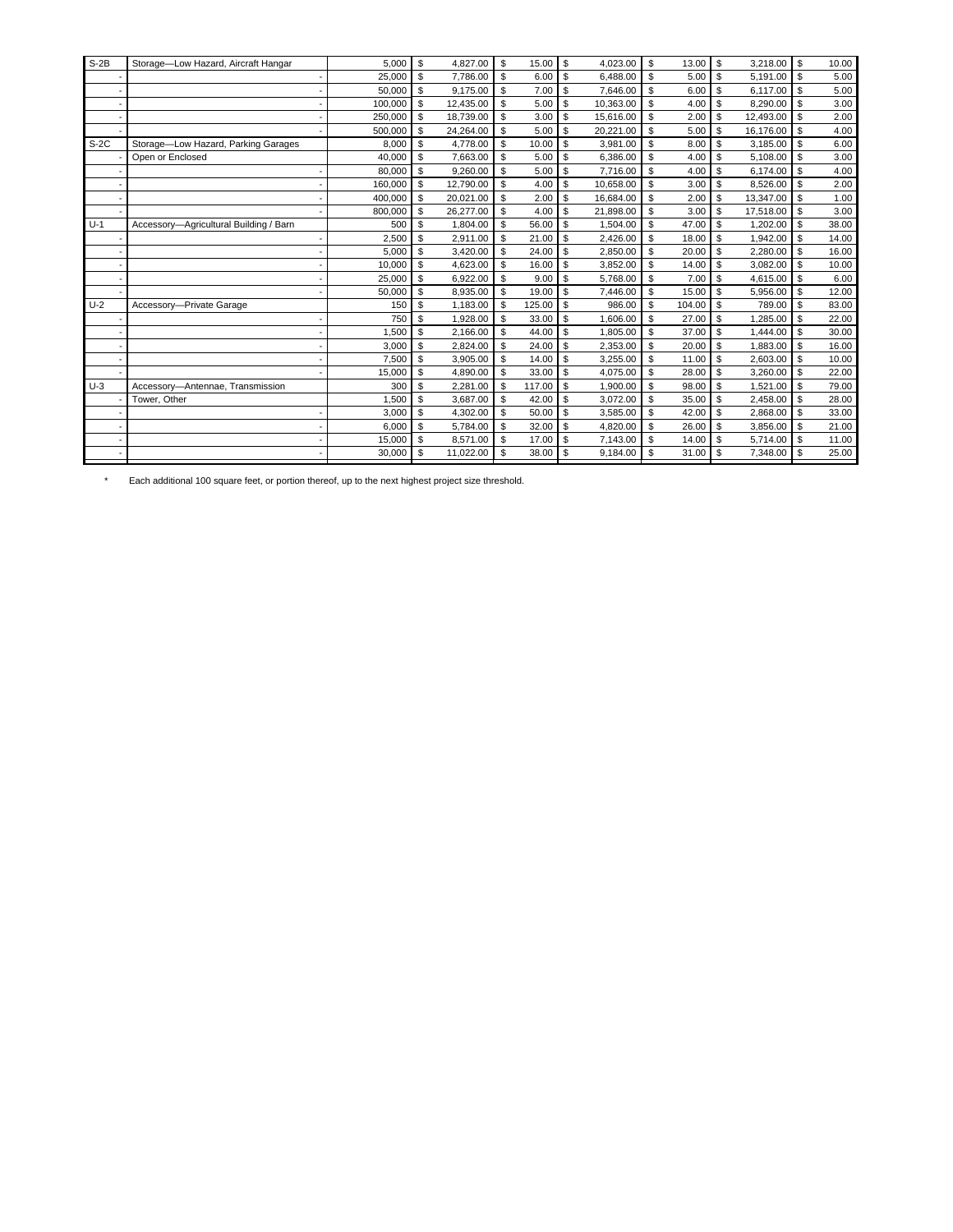| | | | | | | | | |
|---|---|---|---|---|---|---|---|---|
| S-2B | Storage—Low Hazard, Aircraft Hangar | 5,000 | $ 4,827.00 | $ 15.00 | $ 4,023.00 | $ 13.00 | $ 3,218.00 | $ 10.00 |
| - | - | 25,000 | $ 7,786.00 | $ 6.00 | $ 6,488.00 | $ 5.00 | $ 5,191.00 | $ 5.00 |
| - | - | 50,000 | $ 9,175.00 | $ 7.00 | $ 7,646.00 | $ 6.00 | $ 6,117.00 | $ 5.00 |
| - | - | 100,000 | $ 12,435.00 | $ 5.00 | $ 10,363.00 | $ 4.00 | $ 8,290.00 | $ 3.00 |
| - | - | 250,000 | $ 18,739.00 | $ 3.00 | $ 15,616.00 | $ 2.00 | $ 12,493.00 | $ 2.00 |
| - | - | 500,000 | $ 24,264.00 | $ 5.00 | $ 20,221.00 | $ 5.00 | $ 16,176.00 | $ 4.00 |
| S-2C | Storage—Low Hazard, Parking Garages | 8,000 | $ 4,778.00 | $ 10.00 | $ 3,981.00 | $ 8.00 | $ 3,185.00 | $ 6.00 |
| - | Open or Enclosed | 40,000 | $ 7,663.00 | $ 5.00 | $ 6,386.00 | $ 4.00 | $ 5,108.00 | $ 3.00 |
| - | - | 80,000 | $ 9,260.00 | $ 5.00 | $ 7,716.00 | $ 4.00 | $ 6,174.00 | $ 4.00 |
| - | - | 160,000 | $ 12,790.00 | $ 4.00 | $ 10,658.00 | $ 3.00 | $ 8,526.00 | $ 2.00 |
| - | - | 400,000 | $ 20,021.00 | $ 2.00 | $ 16,684.00 | $ 2.00 | $ 13,347.00 | $ 1.00 |
| - | - | 800,000 | $ 26,277.00 | $ 4.00 | $ 21,898.00 | $ 3.00 | $ 17,518.00 | $ 3.00 |
| U-1 | Accessory—Agricultural Building / Barn | 500 | $ 1,804.00 | $ 56.00 | $ 1,504.00 | $ 47.00 | $ 1,202.00 | $ 38.00 |
| - | - | 2,500 | $ 2,911.00 | $ 21.00 | $ 2,426.00 | $ 18.00 | $ 1,942.00 | $ 14.00 |
| - | - | 5,000 | $ 3,420.00 | $ 24.00 | $ 2,850.00 | $ 20.00 | $ 2,280.00 | $ 16.00 |
| - | - | 10,000 | $ 4,623.00 | $ 16.00 | $ 3,852.00 | $ 14.00 | $ 3,082.00 | $ 10.00 |
| - | - | 25,000 | $ 6,922.00 | $ 9.00 | $ 5,768.00 | $ 7.00 | $ 4,615.00 | $ 6.00 |
| - | - | 50,000 | $ 8,935.00 | $ 19.00 | $ 7,446.00 | $ 15.00 | $ 5,956.00 | $ 12.00 |
| U-2 | Accessory—Private Garage | 150 | $ 1,183.00 | $ 125.00 | $ 986.00 | $ 104.00 | $ 789.00 | $ 83.00 |
| - | - | 750 | $ 1,928.00 | $ 33.00 | $ 1,606.00 | $ 27.00 | $ 1,285.00 | $ 22.00 |
| - | - | 1,500 | $ 2,166.00 | $ 44.00 | $ 1,805.00 | $ 37.00 | $ 1,444.00 | $ 30.00 |
| - | - | 3,000 | $ 2,824.00 | $ 24.00 | $ 2,353.00 | $ 20.00 | $ 1,883.00 | $ 16.00 |
| - | - | 7,500 | $ 3,905.00 | $ 14.00 | $ 3,255.00 | $ 11.00 | $ 2,603.00 | $ 10.00 |
| - | - | 15,000 | $ 4,890.00 | $ 33.00 | $ 4,075.00 | $ 28.00 | $ 3,260.00 | $ 22.00 |
| U-3 | Accessory—Antennae, Transmission | 300 | $ 2,281.00 | $ 117.00 | $ 1,900.00 | $ 98.00 | $ 1,521.00 | $ 79.00 |
| - | Tower, Other | 1,500 | $ 3,687.00 | $ 42.00 | $ 3,072.00 | $ 35.00 | $ 2,458.00 | $ 28.00 |
| - | - | 3,000 | $ 4,302.00 | $ 50.00 | $ 3,585.00 | $ 42.00 | $ 2,868.00 | $ 33.00 |
| - | - | 6,000 | $ 5,784.00 | $ 32.00 | $ 4,820.00 | $ 26.00 | $ 3,856.00 | $ 21.00 |
| - | - | 15,000 | $ 8,571.00 | $ 17.00 | $ 7,143.00 | $ 14.00 | $ 5,714.00 | $ 11.00 |
| - | - | 30,000 | $ 11,022.00 | $ 38.00 | $ 9,184.00 | $ 31.00 | $ 7,348.00 | $ 25.00 |

\* Each additional 100 square feet, or portion thereof, up to the next highest project size threshold.